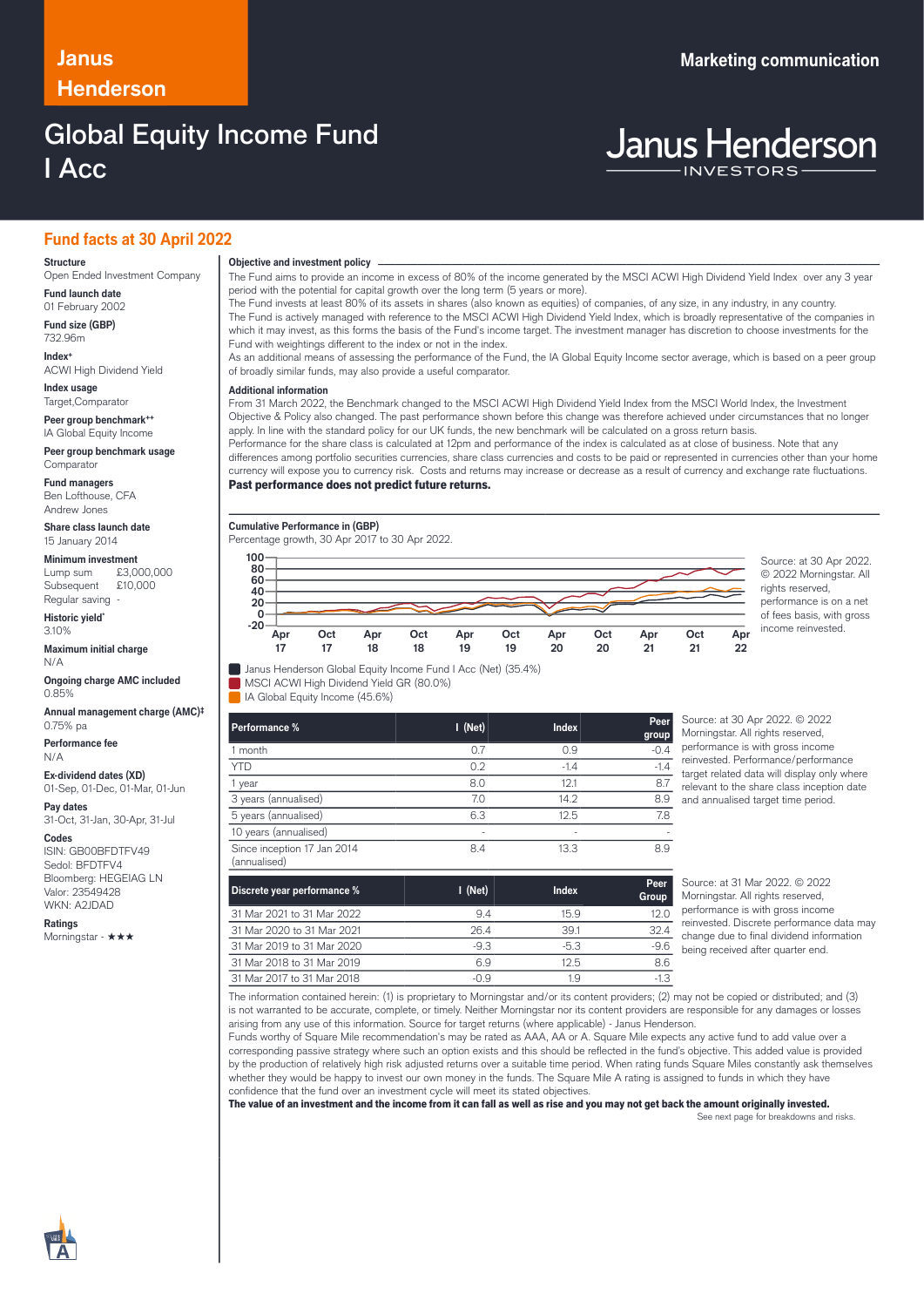# Janus Henderson

**Marketing communication**

# Global Equity Income Fund I Acc

Janus Henderson INVESTORS

## Fund facts at 30 April 2022

**Structure**
Open Ended Investment Company

**Fund launch date**
01 February 2002

**Fund size (GBP)**
732.96m

**Index+**
ACWI High Dividend Yield

**Index usage**
Target,Comparator

**Peer group benchmark++**
IA Global Equity Income

**Peer group benchmark usage**
Comparator

**Fund managers**
Ben Lofthouse, CFA
Andrew Jones

**Share class launch date**
15 January 2014

**Minimum investment**
Lump sum £3,000,000
Subsequent £10,000
Regular saving -

**Historic yield***
3.10%

**Maximum initial charge**
N/A

**Ongoing charge AMC included**
0.85%

**Annual management charge (AMC)‡**
0.75% pa

**Performance fee**
N/A

**Ex-dividend dates (XD)**
01-Sep, 01-Dec, 01-Mar, 01-Jun

**Pay dates**
31-Oct, 31-Jan, 30-Apr, 31-Jul

**Codes**
ISIN: GB00BFDTFV49
Sedol: BFDTFV4
Bloomberg: HEGEIAG LN
Valor: 23549428
WKN: A2JDAD

**Ratings**
Morningstar - ★★★

### Objective and investment policy

The Fund aims to provide an income in excess of 80% of the income generated by the MSCI ACWI High Dividend Yield Index over any 3 year period with the potential for capital growth over the long term (5 years or more).
The Fund invests at least 80% of its assets in shares (also known as equities) of companies, of any size, in any industry, in any country.
The Fund is actively managed with reference to the MSCI ACWI High Dividend Yield Index, which is broadly representative of the companies in which it may invest, as this forms the basis of the Fund's income target. The investment manager has discretion to choose investments for the Fund with weightings different to the index or not in the index.
As an additional means of assessing the performance of the Fund, the IA Global Equity Income sector average, which is based on a peer group of broadly similar funds, may also provide a useful comparator.

### Additional information

From 31 March 2022, the Benchmark changed to the MSCI ACWI High Dividend Yield Index from the MSCI World Index, the Investment Objective & Policy also changed. The past performance shown before this change was therefore achieved under circumstances that no longer apply. In line with the standard policy for our UK funds, the new benchmark will be calculated on a gross return basis.
Performance for the share class is calculated at 12pm and performance of the index is calculated as at close of business. Note that any differences among portfolio securities currencies, share class currencies and costs to be paid or represented in currencies other than your home currency will expose you to currency risk. Costs and returns may increase or decrease as a result of currency and exchange rate fluctuations.
**Past performance does not predict future returns.**

### Cumulative Performance in (GBP)

Percentage growth, 30 Apr 2017 to 30 Apr 2022.

Janus Henderson Global Equity Income Fund I Acc (Net) (35.4%)
MSCI ACWI High Dividend Yield GR (80.0%)
IA Global Equity Income (45.6%)

Source: at 30 Apr 2022. © 2022 Morningstar. All rights reserved, performance is on a net of fees basis, with gross income reinvested.

| Performance % | I (Net) | Index | Peer group |
|---|---|---|---|
| 1 month | 0.7 | 0.9 | -0.4 |
| YTD | 0.2 | -1.4 | -1.4 |
| 1 year | 8.0 | 12.1 | 8.7 |
| 3 years (annualised) | 7.0 | 14.2 | 8.9 |
| 5 years (annualised) | 6.3 | 12.5 | 7.8 |
| 10 years (annualised) | - | - | - |
| Since inception 17 Jan 2014 (annualised) | 8.4 | 13.3 | 8.9 |

Source: at 30 Apr 2022. © 2022 Morningstar. All rights reserved, performance is with gross income reinvested. Performance/performance target related data will display only where relevant to the share class inception date and annualised target time period.

| Discrete year performance % | I (Net) | Index | Peer Group |
|---|---|---|---|
| 31 Mar 2021 to 31 Mar 2022 | 9.4 | 15.9 | 12.0 |
| 31 Mar 2020 to 31 Mar 2021 | 26.4 | 39.1 | 32.4 |
| 31 Mar 2019 to 31 Mar 2020 | -9.3 | -5.3 | -9.6 |
| 31 Mar 2018 to 31 Mar 2019 | 6.9 | 12.5 | 8.6 |
| 31 Mar 2017 to 31 Mar 2018 | -0.9 | 1.9 | -1.3 |

Source: at 31 Mar 2022. © 2022 Morningstar. All rights reserved, performance is with gross income reinvested. Discrete performance data may change due to final dividend information being received after quarter end.

The information contained herein: (1) is proprietary to Morningstar and/or its content providers; (2) may not be copied or distributed; and (3) is not warranted to be accurate, complete, or timely. Neither Morningstar nor its content providers are responsible for any damages or losses arising from any use of this information. Source for target returns (where applicable) - Janus Henderson.
Funds worthy of Square Mile recommendation's may be rated as AAA, AA or A. Square Mile expects any active fund to add value over a corresponding passive strategy where such an option exists and this should be reflected in the fund's objective. This added value is provided by the production of relatively high risk adjusted returns over a suitable time period. When rating funds Square Miles constantly ask themselves whether they would be happy to invest our own money in the funds. The Square Mile A rating is assigned to funds in which they have confidence that the fund over an investment cycle will meet its stated objectives.
**The value of an investment and the income from it can fall as well as rise and you may not get back the amount originally invested.**

See next page for breakdowns and risks.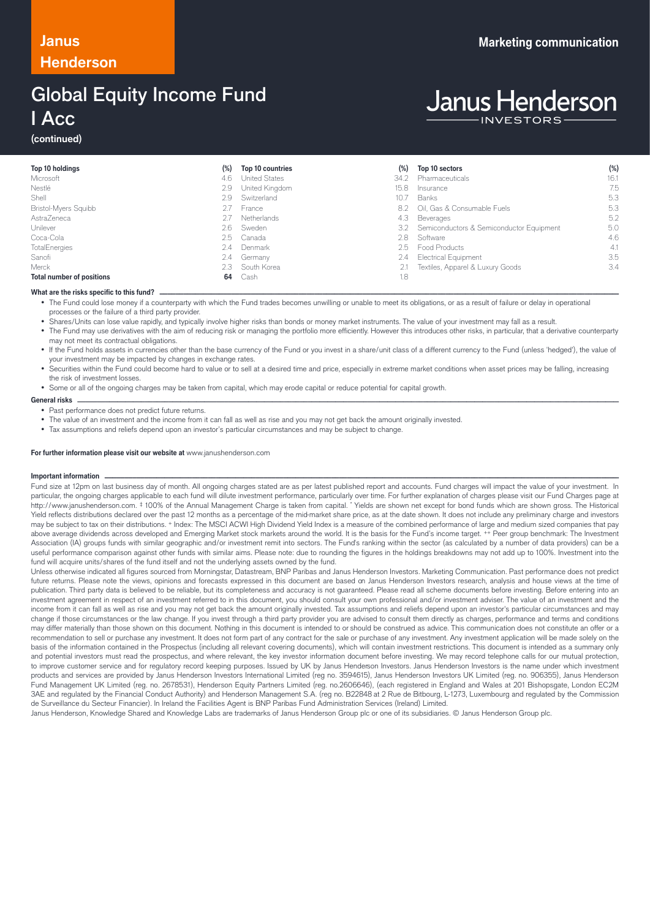Janus Henderson

Marketing communication

# Global Equity Income Fund I Acc

(continued)

Janus Henderson INVESTORS

| Top 10 holdings | (%) |
|---|---|
| Microsoft | 4.6 |
| Nestlé | 2.9 |
| Shell | 2.9 |
| Bristol-Myers Squibb | 2.7 |
| AstraZeneca | 2.7 |
| Unilever | 2.6 |
| Coca-Cola | 2.5 |
| TotalEnergies | 2.4 |
| Sanofi | 2.4 |
| Merck | 2.3 |
| **Total number of positions** | **64** |

| Top 10 countries | (%) |
|---|---|
| United States | 34.2 |
| United Kingdom | 15.8 |
| Switzerland | 10.7 |
| France | 8.2 |
| Netherlands | 4.3 |
| Sweden | 3.2 |
| Canada | 2.8 |
| Denmark | 2.5 |
| Germany | 2.4 |
| South Korea | 2.1 |
| Cash | 1.8 |

| Top 10 sectors | (%) |
|---|---|
| Pharmaceuticals | 16.1 |
| Insurance | 7.5 |
| Banks | 5.3 |
| Oil, Gas & Consumable Fuels | 5.3 |
| Beverages | 5.2 |
| Semiconductors & Semiconductor Equipment | 5.0 |
| Software | 4.6 |
| Food Products | 4.1 |
| Electrical Equipment | 3.5 |
| Textiles, Apparel & Luxury Goods | 3.4 |

**What are the risks specific to this fund?**

- The Fund could lose money if a counterparty with which the Fund trades becomes unwilling or unable to meet its obligations, or as a result of failure or delay in operational processes or the failure of a third party provider.
- Shares/Units can lose value rapidly, and typically involve higher risks than bonds or money market instruments. The value of your investment may fall as a result.
- The Fund may use derivatives with the aim of reducing risk or managing the portfolio more efficiently. However this introduces other risks, in particular, that a derivative counterparty may not meet its contractual obligations.
- If the Fund holds assets in currencies other than the base currency of the Fund or you invest in a share/unit class of a different currency to the Fund (unless 'hedged'), the value of your investment may be impacted by changes in exchange rates.
- Securities within the Fund could become hard to value or to sell at a desired time and price, especially in extreme market conditions when asset prices may be falling, increasing the risk of investment losses.
- Some or all of the ongoing charges may be taken from capital, which may erode capital or reduce potential for capital growth.

**General risks**

- Past performance does not predict future returns.
- The value of an investment and the income from it can fall as well as rise and you may not get back the amount originally invested.
- Tax assumptions and reliefs depend upon an investor's particular circumstances and may be subject to change.

**For further information please visit our website at** www.janushenderson.com

**Important information**

Fund size at 12pm on last business day of month. All ongoing charges stated are as per latest published report and accounts. Fund charges will impact the value of your investment. In particular, the ongoing charges applicable to each fund will dilute investment performance, particularly over time. For further explanation of charges please visit our Fund Charges page at http://www.janushenderson.com. ‡ 100% of the Annual Management Charge is taken from capital. * Yields are shown net except for bond funds which are shown gross. The Historical Yield reflects distributions declared over the past 12 months as a percentage of the mid-market share price, as at the date shown. It does not include any preliminary charge and investors may be subject to tax on their distributions. + Index: The MSCI ACWI High Dividend Yield Index is a measure of the combined performance of large and medium sized companies that pay above average dividends across developed and Emerging Market stock markets around the world. It is the basis for the Fund's income target. ++ Peer group benchmark: The Investment Association (IA) groups funds with similar geographic and/or investment remit into sectors. The Fund's ranking within the sector (as calculated by a number of data providers) can be a useful performance comparison against other funds with similar aims. Please note: due to rounding the figures in the holdings breakdowns may not add up to 100%. Investment into the fund will acquire units/shares of the fund itself and not the underlying assets owned by the fund.

Unless otherwise indicated all figures sourced from Morningstar, Datastream, BNP Paribas and Janus Henderson Investors. Marketing Communication. Past performance does not predict future returns. Please note the views, opinions and forecasts expressed in this document are based on Janus Henderson Investors research, analysis and house views at the time of publication. Third party data is believed to be reliable, but its completeness and accuracy is not guaranteed. Please read all scheme documents before investing. Before entering into an investment agreement in respect of an investment referred to in this document, you should consult your own professional and/or investment adviser. The value of an investment and the income from it can fall as well as rise and you may not get back the amount originally invested. Tax assumptions and reliefs depend upon an investor's particular circumstances and may change if those circumstances or the law change. If you invest through a third party provider you are advised to consult them directly as charges, performance and terms and conditions may differ materially than those shown on this document. Nothing in this document is intended to or should be construed as advice. This communication does not constitute an offer or a recommendation to sell or purchase any investment. It does not form part of any contract for the sale or purchase of any investment. Any investment application will be made solely on the basis of the information contained in the Prospectus (including all relevant covering documents), which will contain investment restrictions. This document is intended as a summary only and potential investors must read the prospectus, and where relevant, the key investor information document before investing. We may record telephone calls for our mutual protection, to improve customer service and for regulatory record keeping purposes. Issued by UK by Janus Henderson Investors. Janus Henderson Investors is the name under which investment products and services are provided by Janus Henderson Investors International Limited (reg no. 3594615), Janus Henderson Investors UK Limited (reg. no. 906355), Janus Henderson Fund Management UK Limited (reg. no. 2678531), Henderson Equity Partners Limited (reg. no.2606646), (each registered in England and Wales at 201 Bishopsgate, London EC2M 3AE and regulated by the Financial Conduct Authority) and Henderson Management S.A. (reg no. B22848 at 2 Rue de Bitbourg, L-1273, Luxembourg and regulated by the Commission de Surveillance du Secteur Financier). In Ireland the Facilities Agent is BNP Paribas Fund Administration Services (Ireland) Limited.

Janus Henderson, Knowledge Shared and Knowledge Labs are trademarks of Janus Henderson Group plc or one of its subsidiaries. © Janus Henderson Group plc.